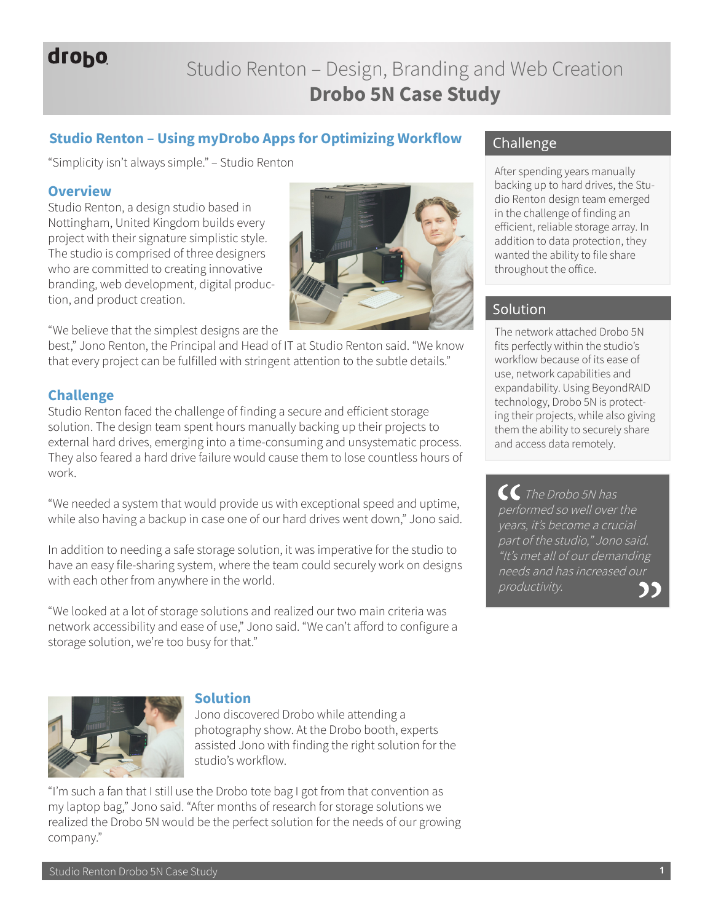drobo

# Studio Renton – Design, Branding and Web Creation
# **Drobo 5N Case Study**

## Studio Renton – Using myDrobo Apps for Optimizing Workflow

"Simplicity isn't always simple." – Studio Renton

### Overview

Studio Renton, a design studio based in Nottingham, United Kingdom builds every project with their signature simplistic style. The studio is comprised of three designers who are committed to creating innovative branding, web development, digital production, and product creation.

"We believe that the simplest designs are the best," Jono Renton, the Principal and Head of IT at Studio Renton said. "We know that every project can be fulfilled with stringent attention to the subtle details."

### Challenge

Studio Renton faced the challenge of finding a secure and efficient storage solution. The design team spent hours manually backing up their projects to external hard drives, emerging into a time-consuming and unsystematic process. They also feared a hard drive failure would cause them to lose countless hours of work.

"We needed a system that would provide us with exceptional speed and uptime, while also having a backup in case one of our hard drives went down," Jono said.

In addition to needing a safe storage solution, it was imperative for the studio to have an easy file-sharing system, where the team could securely work on designs with each other from anywhere in the world.

"We looked at a lot of storage solutions and realized our two main criteria was network accessibility and ease of use," Jono said. "We can't afford to configure a storage solution, we're too busy for that."

### Solution

Jono discovered Drobo while attending a photography show. At the Drobo booth, experts assisted Jono with finding the right solution for the studio's workflow.

"I'm such a fan that I still use the Drobo tote bag I got from that convention as my laptop bag," Jono said. "After months of research for storage solutions we realized the Drobo 5N would be the perfect solution for the needs of our growing company."

## Challenge

After spending years manually backing up to hard drives, the Studio Renton design team emerged in the challenge of finding an efficient, reliable storage array. In addition to data protection, they wanted the ability to file share throughout the office.

## Solution

The network attached Drobo 5N fits perfectly within the studio's workflow because of its ease of use, network capabilities and expandability. Using BeyondRAID technology, Drobo 5N is protecting their projects, while also giving them the ability to securely share and access data remotely.

> *"The Drobo 5N has performed so well over the years, it's become a crucial part of the studio," Jono said. "It's met all of our demanding needs and has increased our productivity."*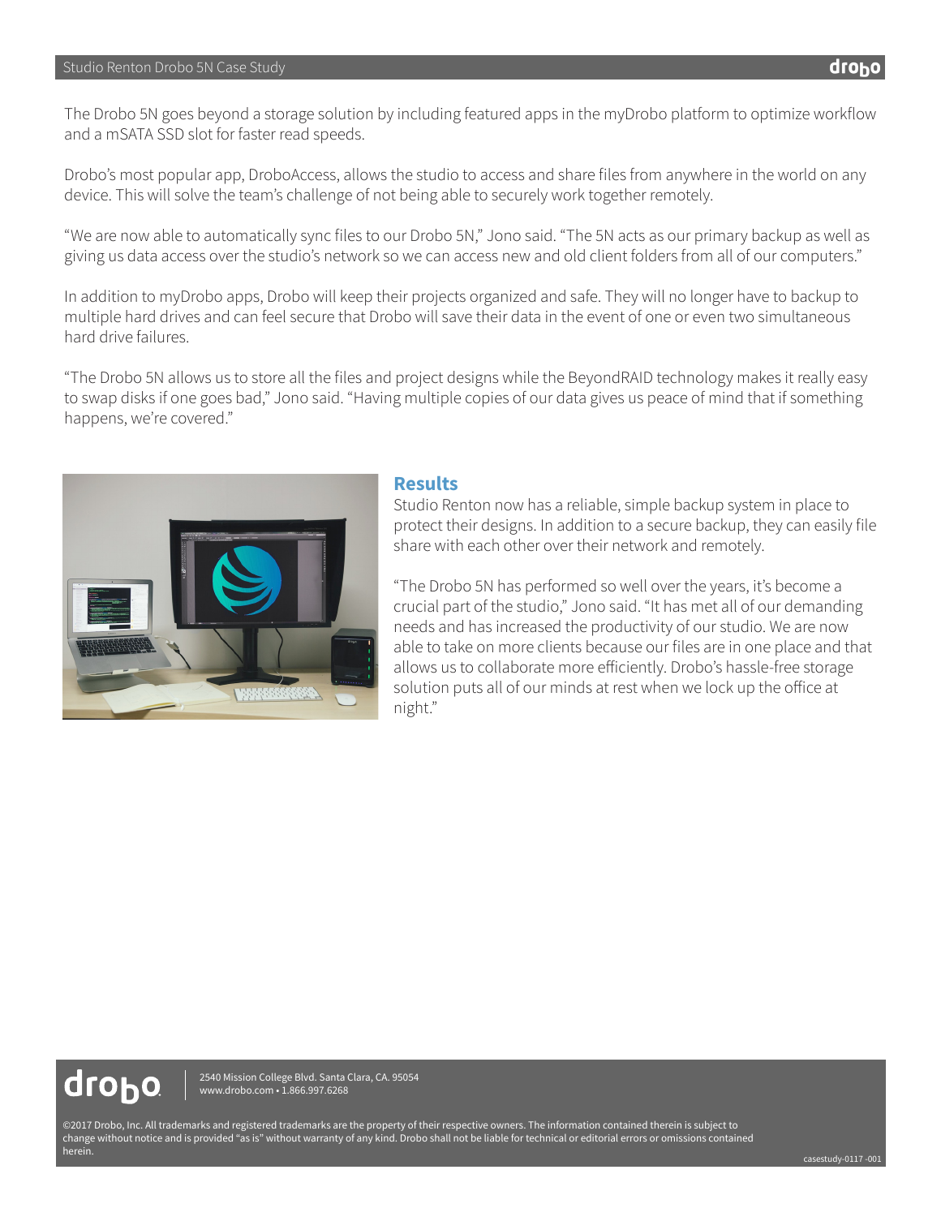The Drobo 5N goes beyond a storage solution by including featured apps in the myDrobo platform to optimize workflow and a mSATA SSD slot for faster read speeds.

Drobo's most popular app, DroboAccess, allows the studio to access and share files from anywhere in the world on any device. This will solve the team's challenge of not being able to securely work together remotely.

"We are now able to automatically sync files to our Drobo 5N," Jono said. "The 5N acts as our primary backup as well as giving us data access over the studio's network so we can access new and old client folders from all of our computers."

In addition to myDrobo apps, Drobo will keep their projects organized and safe. They will no longer have to backup to multiple hard drives and can feel secure that Drobo will save their data in the event of one or even two simultaneous hard drive failures.

"The Drobo 5N allows us to store all the files and project designs while the BeyondRAID technology makes it really easy to swap disks if one goes bad," Jono said. "Having multiple copies of our data gives us peace of mind that if something happens, we're covered."

## Results

Studio Renton now has a reliable, simple backup system in place to protect their designs. In addition to a secure backup, they can easily file share with each other over their network and remotely.

"The Drobo 5N has performed so well over the years, it's become a crucial part of the studio," Jono said. "It has met all of our demanding needs and has increased the productivity of our studio. We are now able to take on more clients because our files are in one place and that allows us to collaborate more efficiently. Drobo's hassle-free storage solution puts all of our minds at rest when we lock up the office at night."

drobo

2540 Mission College Blvd. Santa Clara, CA. 95054
www.drobo.com • 1.866.997.6268

©2017 Drobo, Inc. All trademarks and registered trademarks are the property of their respective owners. The information contained therein is subject to change without notice and is provided "as is" without warranty of any kind. Drobo shall not be liable for technical or editorial errors or omissions contained herein.

casestudy-0117 -001